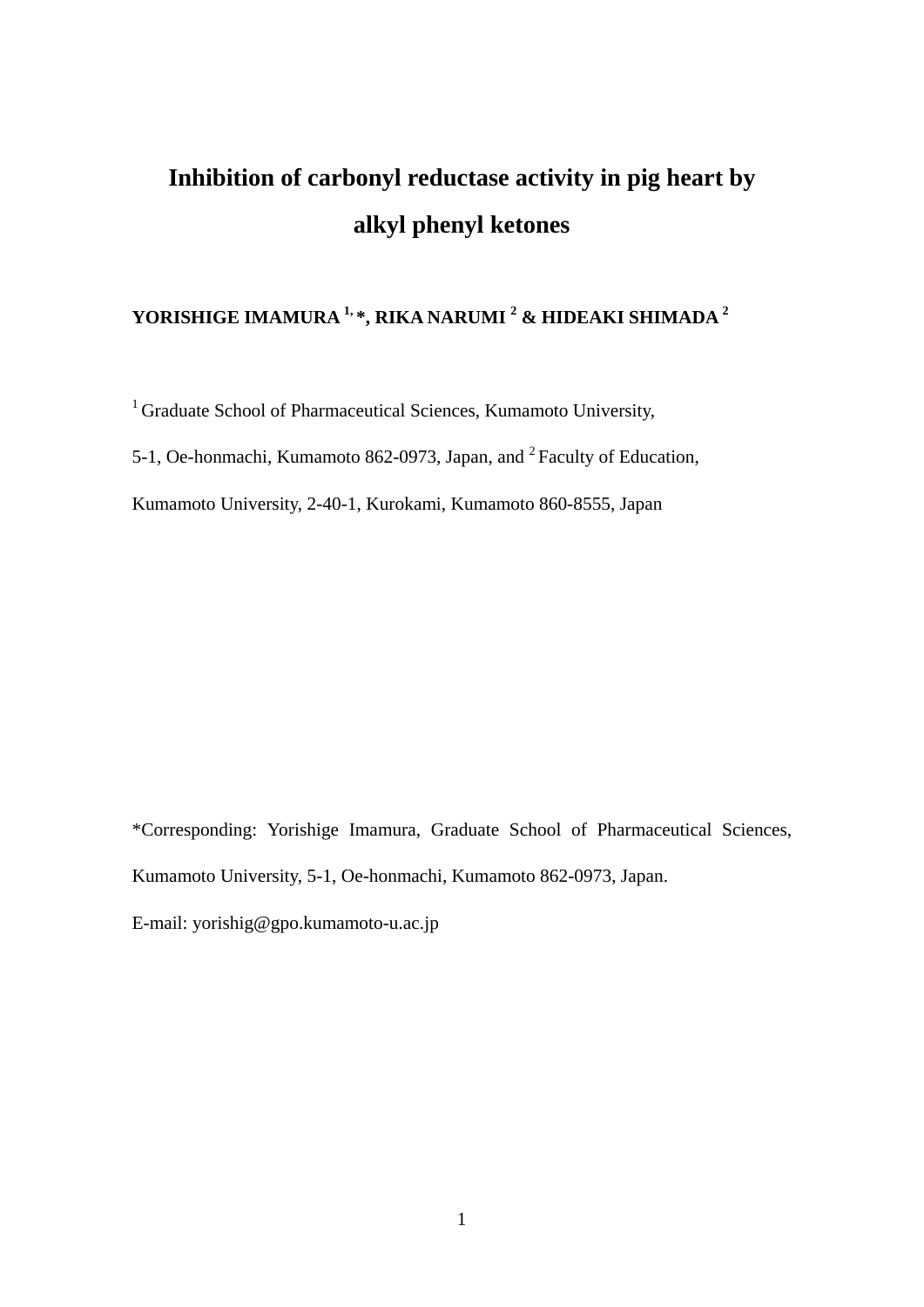# Inhibition of carbonyl reductase activity in pig heart by alkyl phenyl ketones

**YORISHIGE IMAMURA [1,*], RIKA NARUMI [2] & HIDEAKI SHIMADA [2]**

[1] Graduate School of Pharmaceutical Sciences, Kumamoto University, 5-1, Oe-honmachi, Kumamoto 862-0973, Japan, and [2] Faculty of Education, Kumamoto University, 2-40-1, Kurokami, Kumamoto 860-8555, Japan

*Corresponding: Yorishige Imamura, Graduate School of Pharmaceutical Sciences, Kumamoto University, 5-1, Oe-honmachi, Kumamoto 862-0973, Japan.

E-mail: yorishig@gpo.kumamoto-u.ac.jp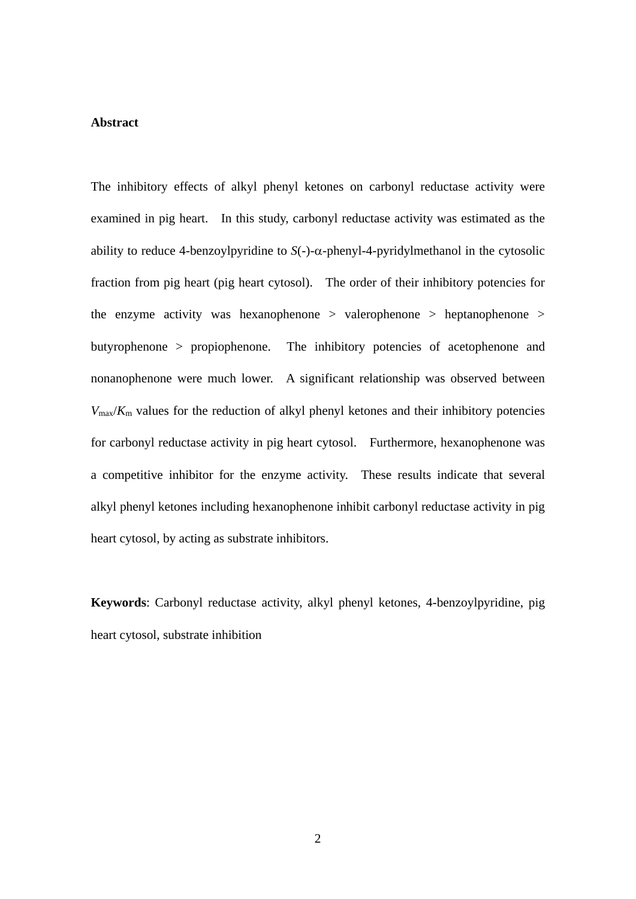**Abstract**

The inhibitory effects of alkyl phenyl ketones on carbonyl reductase activity were examined in pig heart. In this study, carbonyl reductase activity was estimated as the ability to reduce 4-benzoylpyridine to *S*(-)-$\alpha$-phenyl-4-pyridylmethanol in the cytosolic fraction from pig heart (pig heart cytosol). The order of their inhibitory potencies for the enzyme activity was hexanophenone > valerophenone > heptanophenone > butyrophenone > propiophenone. The inhibitory potencies of acetophenone and nonanophenone were much lower. A significant relationship was observed between $V_{max}/K_m$ values for the reduction of alkyl phenyl ketones and their inhibitory potencies for carbonyl reductase activity in pig heart cytosol. Furthermore, hexanophenone was a competitive inhibitor for the enzyme activity. These results indicate that several alkyl phenyl ketones including hexanophenone inhibit carbonyl reductase activity in pig heart cytosol, by acting as substrate inhibitors.

**Keywords**: Carbonyl reductase activity, alkyl phenyl ketones, 4-benzoylpyridine, pig heart cytosol, substrate inhibition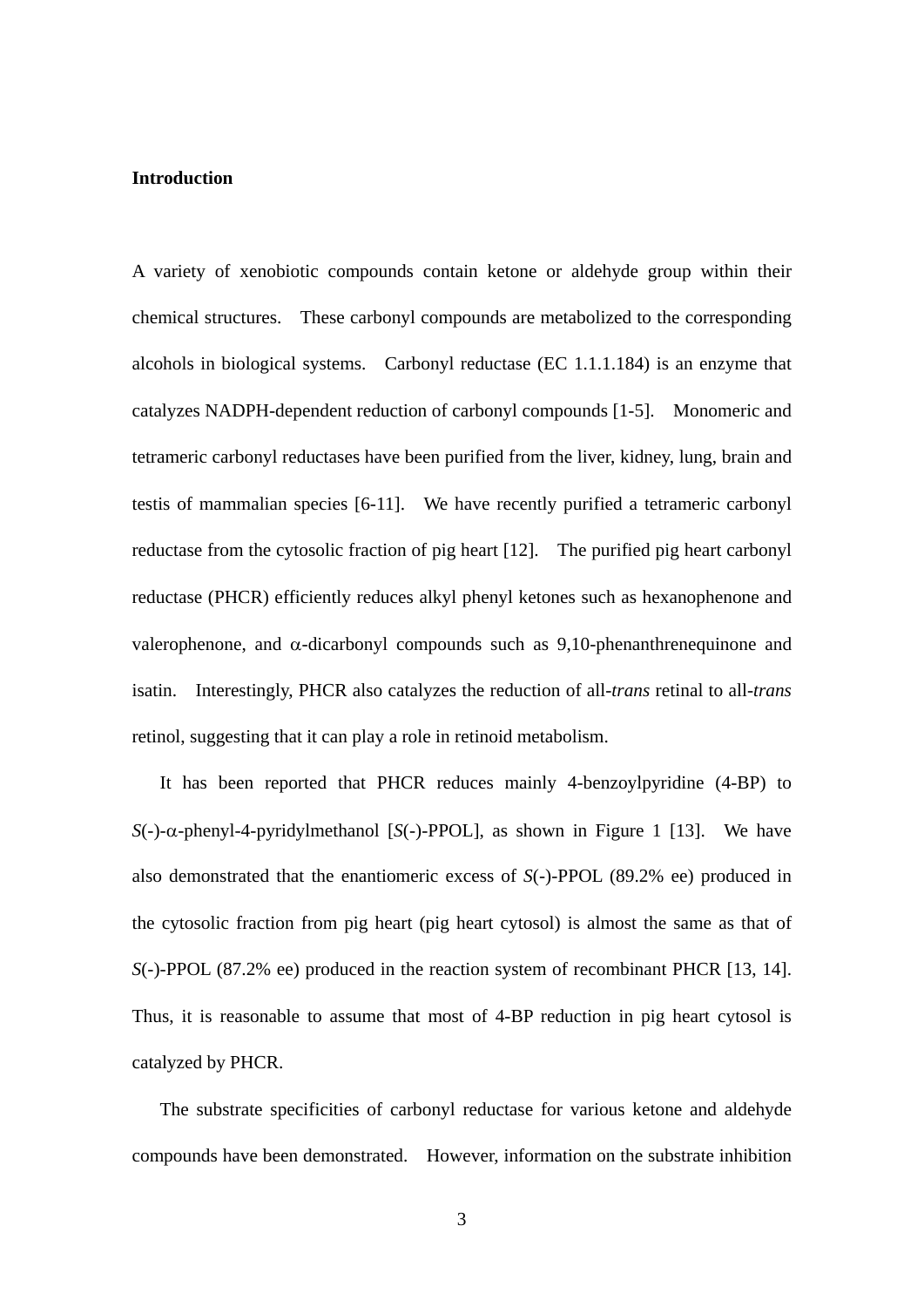## Introduction

A variety of xenobiotic compounds contain ketone or aldehyde group within their chemical structures. These carbonyl compounds are metabolized to the corresponding alcohols in biological systems. Carbonyl reductase (EC 1.1.1.184) is an enzyme that catalyzes NADPH-dependent reduction of carbonyl compounds [1-5]. Monomeric and tetrameric carbonyl reductases have been purified from the liver, kidney, lung, brain and testis of mammalian species [6-11]. We have recently purified a tetrameric carbonyl reductase from the cytosolic fraction of pig heart [12]. The purified pig heart carbonyl reductase (PHCR) efficiently reduces alkyl phenyl ketones such as hexanophenone and valerophenone, and α-dicarbonyl compounds such as 9,10-phenanthrenequinone and isatin. Interestingly, PHCR also catalyzes the reduction of all-*trans* retinal to all-*trans* retinol, suggesting that it can play a role in retinoid metabolism.

It has been reported that PHCR reduces mainly 4-benzoylpyridine (4-BP) to *S*(-)-α-phenyl-4-pyridylmethanol [*S*(-)-PPOL], as shown in Figure 1 [13]. We have also demonstrated that the enantiomeric excess of *S*(-)-PPOL (89.2% ee) produced in the cytosolic fraction from pig heart (pig heart cytosol) is almost the same as that of *S*(-)-PPOL (87.2% ee) produced in the reaction system of recombinant PHCR [13, 14]. Thus, it is reasonable to assume that most of 4-BP reduction in pig heart cytosol is catalyzed by PHCR.

The substrate specificities of carbonyl reductase for various ketone and aldehyde compounds have been demonstrated. However, information on the substrate inhibition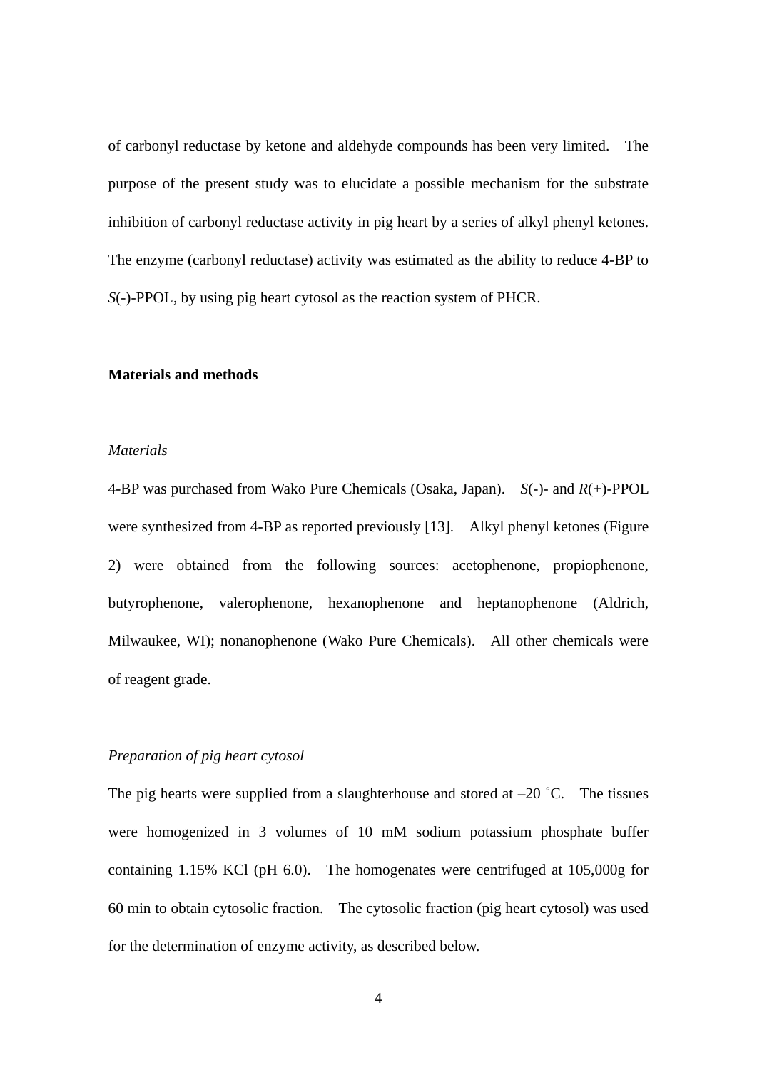of carbonyl reductase by ketone and aldehyde compounds has been very limited. The purpose of the present study was to elucidate a possible mechanism for the substrate inhibition of carbonyl reductase activity in pig heart by a series of alkyl phenyl ketones. The enzyme (carbonyl reductase) activity was estimated as the ability to reduce 4-BP to *S*(-)-PPOL, by using pig heart cytosol as the reaction system of PHCR.

## Materials and methods

### *Materials*

4-BP was purchased from Wako Pure Chemicals (Osaka, Japan). *S*(-)- and *R*(+)-PPOL were synthesized from 4-BP as reported previously [13]. Alkyl phenyl ketones (Figure 2) were obtained from the following sources: acetophenone, propiophenone, butyrophenone, valerophenone, hexanophenone and heptanophenone (Aldrich, Milwaukee, WI); nonanophenone (Wako Pure Chemicals). All other chemicals were of reagent grade.

### *Preparation of pig heart cytosol*

The pig hearts were supplied from a slaughterhouse and stored at –20 ˚C. The tissues were homogenized in 3 volumes of 10 mM sodium potassium phosphate buffer containing 1.15% KCl (pH 6.0). The homogenates were centrifuged at 105,000g for 60 min to obtain cytosolic fraction. The cytosolic fraction (pig heart cytosol) was used for the determination of enzyme activity, as described below.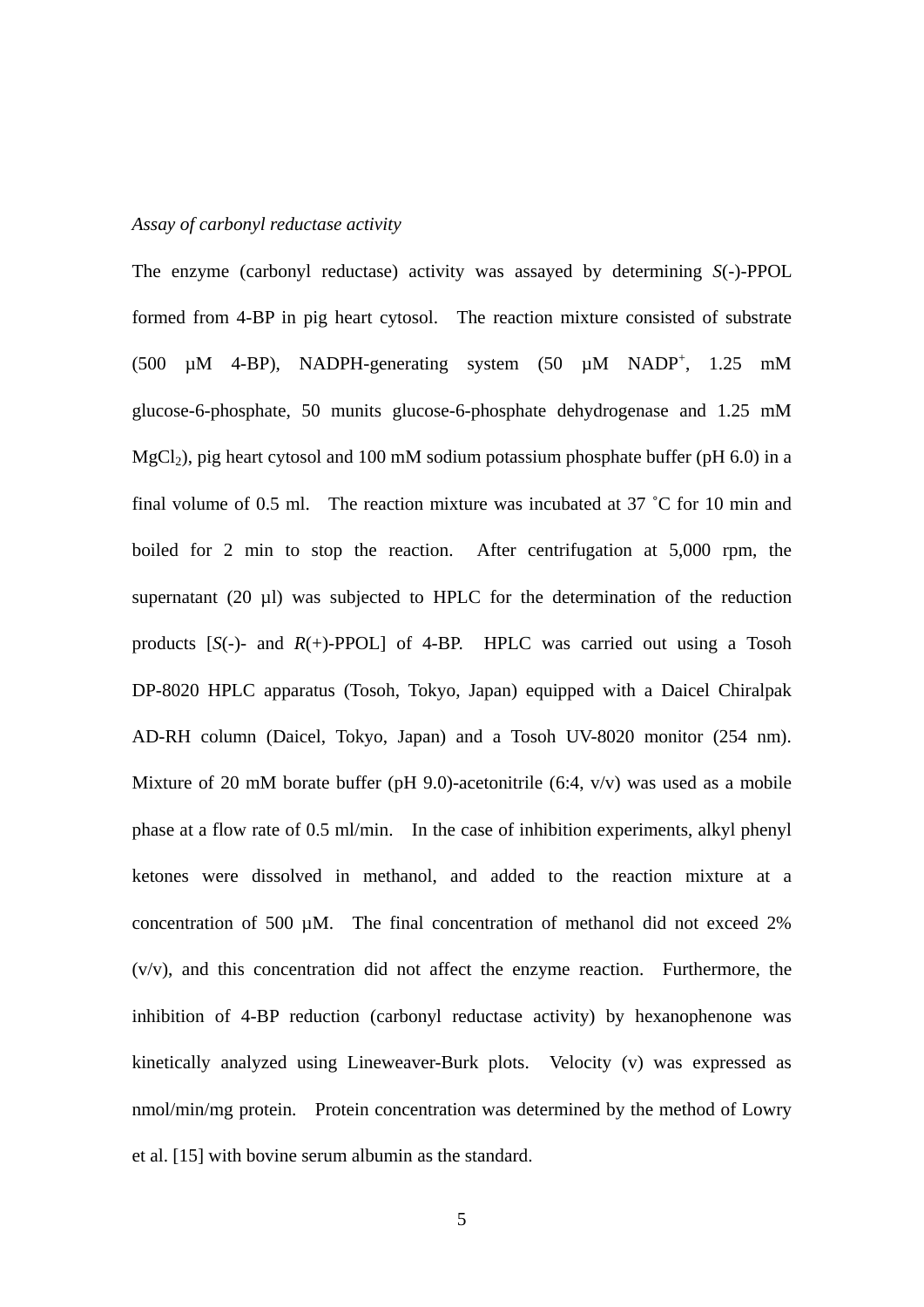*Assay of carbonyl reductase activity*

The enzyme (carbonyl reductase) activity was assayed by determining *S*(-)-PPOL formed from 4-BP in pig heart cytosol. The reaction mixture consisted of substrate (500 μM 4-BP), NADPH-generating system (50 μM $NADP^+$, 1.25 mM glucose-6-phosphate, 50 munits glucose-6-phosphate dehydrogenase and 1.25 mM $MgCl_2$), pig heart cytosol and 100 mM sodium potassium phosphate buffer (pH 6.0) in a final volume of 0.5 ml. The reaction mixture was incubated at 37 ˚C for 10 min and boiled for 2 min to stop the reaction. After centrifugation at 5,000 rpm, the supernatant (20 μl) was subjected to HPLC for the determination of the reduction products [*S*(-)- and *R*(+)-PPOL] of 4-BP. HPLC was carried out using a Tosoh DP-8020 HPLC apparatus (Tosoh, Tokyo, Japan) equipped with a Daicel Chiralpak AD-RH column (Daicel, Tokyo, Japan) and a Tosoh UV-8020 monitor (254 nm). Mixture of 20 mM borate buffer (pH 9.0)-acetonitrile (6:4, v/v) was used as a mobile phase at a flow rate of 0.5 ml/min. In the case of inhibition experiments, alkyl phenyl ketones were dissolved in methanol, and added to the reaction mixture at a concentration of 500 μM. The final concentration of methanol did not exceed 2% (v/v), and this concentration did not affect the enzyme reaction. Furthermore, the inhibition of 4-BP reduction (carbonyl reductase activity) by hexanophenone was kinetically analyzed using Lineweaver-Burk plots. Velocity (v) was expressed as nmol/min/mg protein. Protein concentration was determined by the method of Lowry et al. [15] with bovine serum albumin as the standard.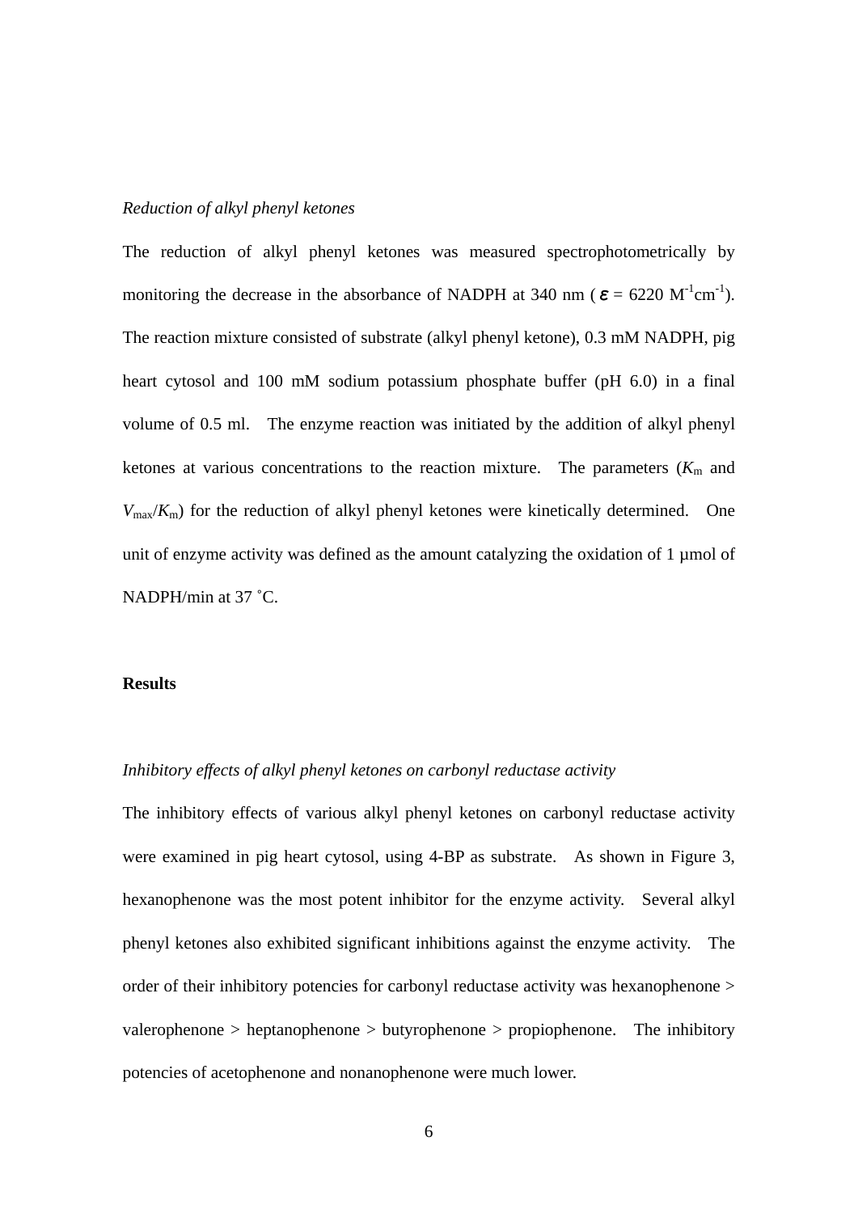*Reduction of alkyl phenyl ketones*

The reduction of alkyl phenyl ketones was measured spectrophotometrically by monitoring the decrease in the absorbance of NADPH at 340 nm ($\varepsilon$ = 6220 $M^{-1}cm^{-1}$). The reaction mixture consisted of substrate (alkyl phenyl ketone), 0.3 mM NADPH, pig heart cytosol and 100 mM sodium potassium phosphate buffer (pH 6.0) in a final volume of 0.5 ml. The enzyme reaction was initiated by the addition of alkyl phenyl ketones at various concentrations to the reaction mixture. The parameters ($K_m$ and $V_{max}/K_m$) for the reduction of alkyl phenyl ketones were kinetically determined. One unit of enzyme activity was defined as the amount catalyzing the oxidation of 1 µmol of NADPH/min at 37 ˚C.

## Results

*Inhibitory effects of alkyl phenyl ketones on carbonyl reductase activity*

The inhibitory effects of various alkyl phenyl ketones on carbonyl reductase activity were examined in pig heart cytosol, using 4-BP as substrate. As shown in Figure 3, hexanophenone was the most potent inhibitor for the enzyme activity. Several alkyl phenyl ketones also exhibited significant inhibitions against the enzyme activity. The order of their inhibitory potencies for carbonyl reductase activity was hexanophenone > valerophenone > heptanophenone > butyrophenone > propiophenone. The inhibitory potencies of acetophenone and nonanophenone were much lower.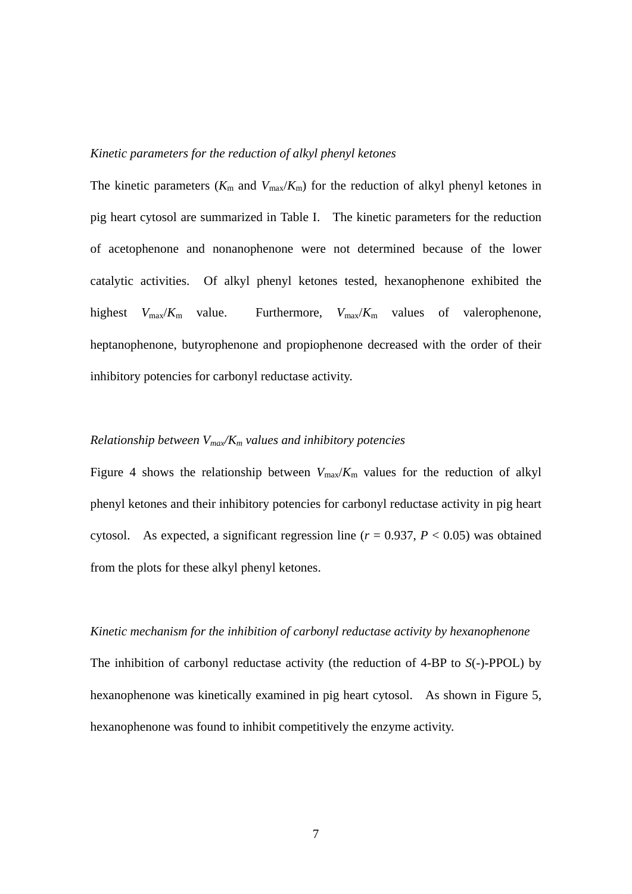*Kinetic parameters for the reduction of alkyl phenyl ketones*

The kinetic parameters ($K_m$ and $V_{max}/K_m$) for the reduction of alkyl phenyl ketones in pig heart cytosol are summarized in Table I. The kinetic parameters for the reduction of acetophenone and nonanophenone were not determined because of the lower catalytic activities. Of alkyl phenyl ketones tested, hexanophenone exhibited the highest $V_{max}/K_m$ value. Furthermore, $V_{max}/K_m$ values of valerophenone, heptanophenone, butyrophenone and propiophenone decreased with the order of their inhibitory potencies for carbonyl reductase activity.

*Relationship between $V_{max}/K_m$ values and inhibitory potencies*

Figure 4 shows the relationship between $V_{max}/K_m$ values for the reduction of alkyl phenyl ketones and their inhibitory potencies for carbonyl reductase activity in pig heart cytosol. As expected, a significant regression line ($r = 0.937$, $P < 0.05$) was obtained from the plots for these alkyl phenyl ketones.

*Kinetic mechanism for the inhibition of carbonyl reductase activity by hexanophenone*

The inhibition of carbonyl reductase activity (the reduction of 4-BP to *S*(-)-PPOL) by hexanophenone was kinetically examined in pig heart cytosol. As shown in Figure 5, hexanophenone was found to inhibit competitively the enzyme activity.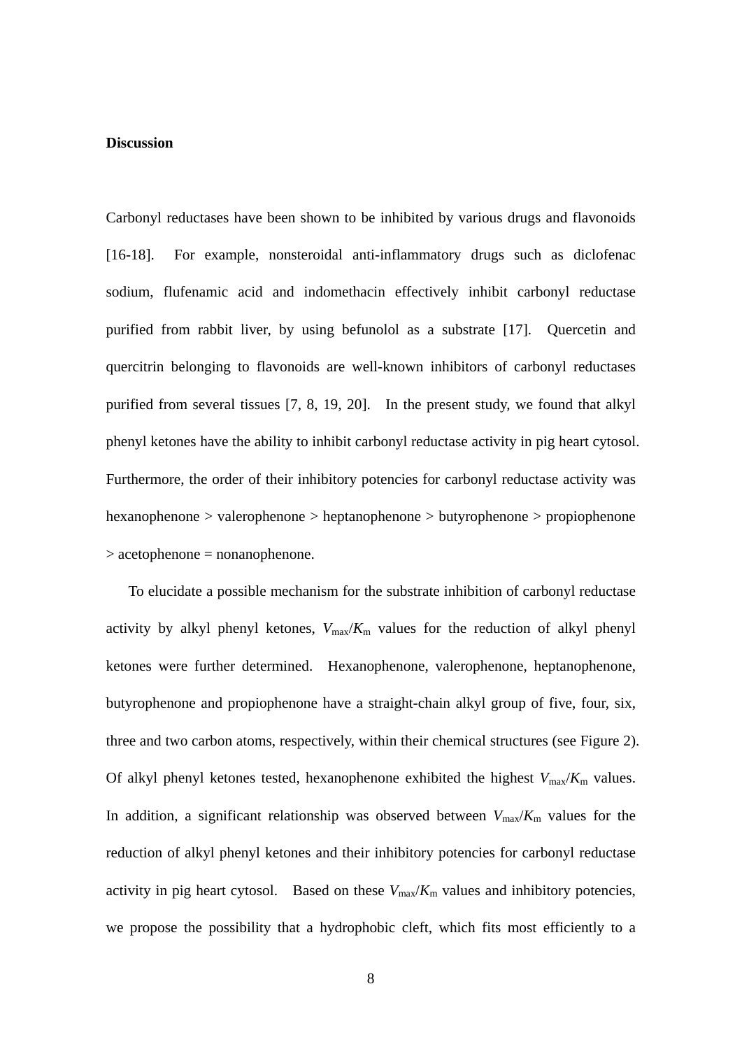## Discussion

Carbonyl reductases have been shown to be inhibited by various drugs and flavonoids [16-18]. For example, nonsteroidal anti-inflammatory drugs such as diclofenac sodium, flufenamic acid and indomethacin effectively inhibit carbonyl reductase purified from rabbit liver, by using befunolol as a substrate [17]. Quercetin and quercitrin belonging to flavonoids are well-known inhibitors of carbonyl reductases purified from several tissues [7, 8, 19, 20]. In the present study, we found that alkyl phenyl ketones have the ability to inhibit carbonyl reductase activity in pig heart cytosol. Furthermore, the order of their inhibitory potencies for carbonyl reductase activity was hexanophenone > valerophenone > heptanophenone > butyrophenone > propiophenone > acetophenone = nonanophenone.

To elucidate a possible mechanism for the substrate inhibition of carbonyl reductase activity by alkyl phenyl ketones, $V_{max}/K_m$ values for the reduction of alkyl phenyl ketones were further determined. Hexanophenone, valerophenone, heptanophenone, butyrophenone and propiophenone have a straight-chain alkyl group of five, four, six, three and two carbon atoms, respectively, within their chemical structures (see Figure 2). Of alkyl phenyl ketones tested, hexanophenone exhibited the highest $V_{max}/K_m$ values. In addition, a significant relationship was observed between $V_{max}/K_m$ values for the reduction of alkyl phenyl ketones and their inhibitory potencies for carbonyl reductase activity in pig heart cytosol. Based on these $V_{max}/K_m$ values and inhibitory potencies, we propose the possibility that a hydrophobic cleft, which fits most efficiently to a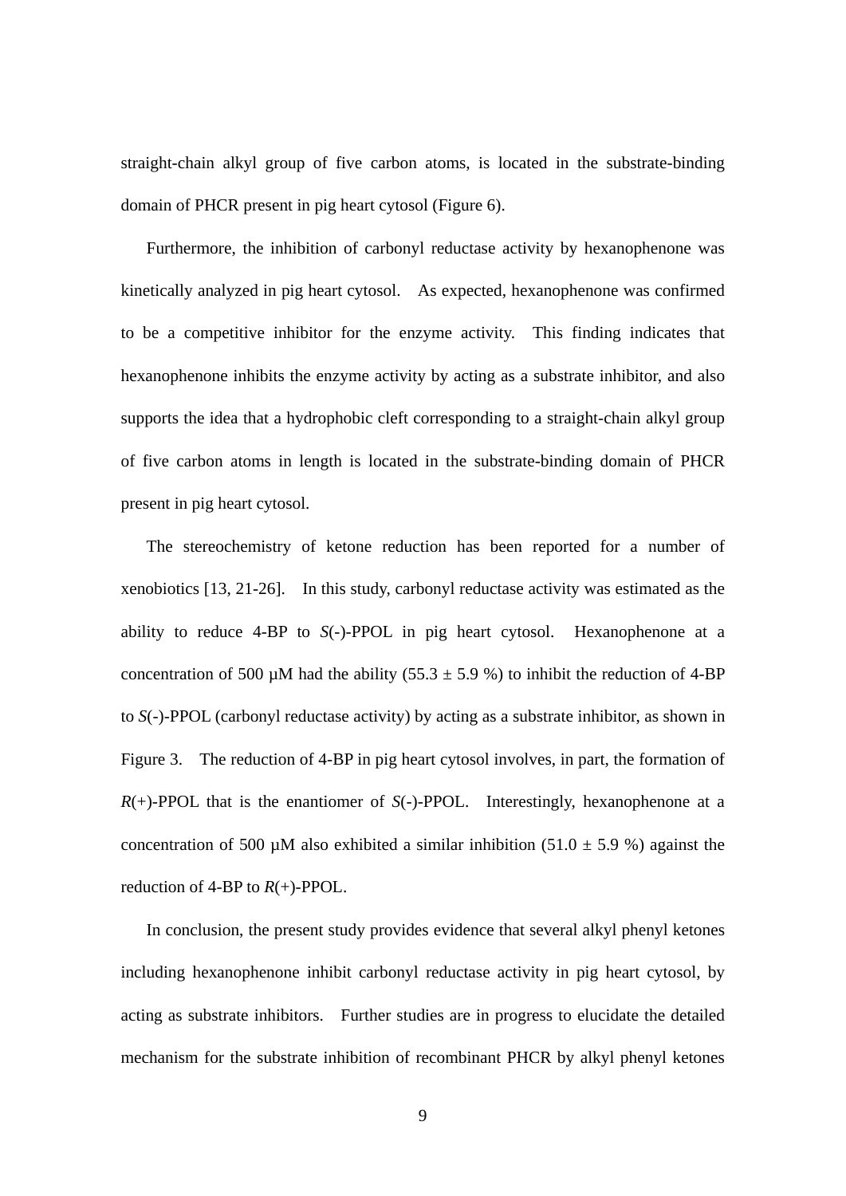straight-chain alkyl group of five carbon atoms, is located in the substrate-binding domain of PHCR present in pig heart cytosol (Figure 6).

Furthermore, the inhibition of carbonyl reductase activity by hexanophenone was kinetically analyzed in pig heart cytosol. As expected, hexanophenone was confirmed to be a competitive inhibitor for the enzyme activity. This finding indicates that hexanophenone inhibits the enzyme activity by acting as a substrate inhibitor, and also supports the idea that a hydrophobic cleft corresponding to a straight-chain alkyl group of five carbon atoms in length is located in the substrate-binding domain of PHCR present in pig heart cytosol.

The stereochemistry of ketone reduction has been reported for a number of xenobiotics [13, 21-26]. In this study, carbonyl reductase activity was estimated as the ability to reduce 4-BP to *S*(-)-PPOL in pig heart cytosol. Hexanophenone at a concentration of 500 μM had the ability (55.3 ± 5.9 %) to inhibit the reduction of 4-BP to *S*(-)-PPOL (carbonyl reductase activity) by acting as a substrate inhibitor, as shown in Figure 3. The reduction of 4-BP in pig heart cytosol involves, in part, the formation of *R*(+)-PPOL that is the enantiomer of *S*(-)-PPOL. Interestingly, hexanophenone at a concentration of 500 μM also exhibited a similar inhibition (51.0 ± 5.9 %) against the reduction of 4-BP to *R*(+)-PPOL.

In conclusion, the present study provides evidence that several alkyl phenyl ketones including hexanophenone inhibit carbonyl reductase activity in pig heart cytosol, by acting as substrate inhibitors. Further studies are in progress to elucidate the detailed mechanism for the substrate inhibition of recombinant PHCR by alkyl phenyl ketones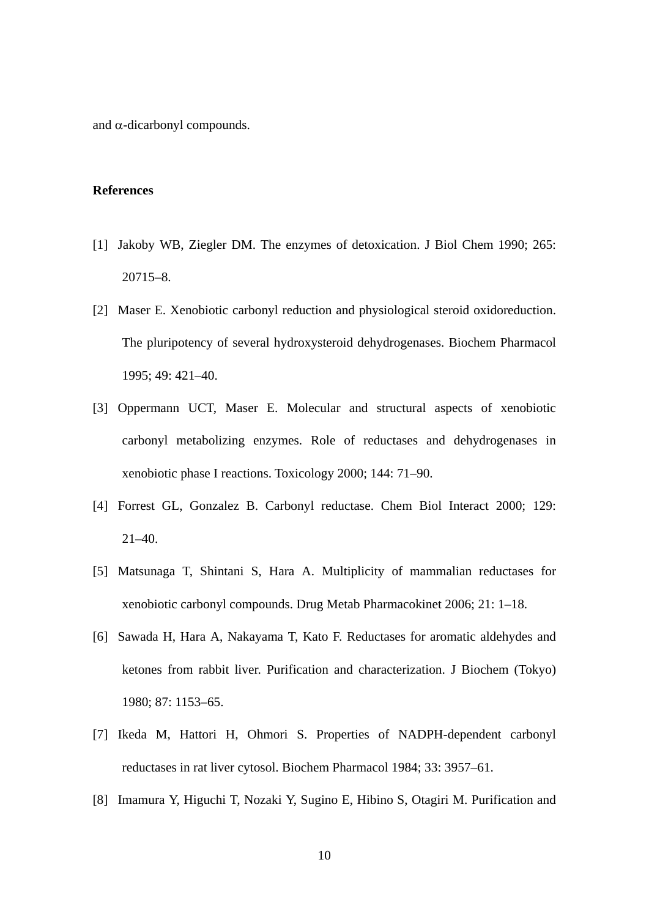and $\alpha$-dicarbonyl compounds.

**References**

[1] Jakoby WB, Ziegler DM. The enzymes of detoxication. J Biol Chem 1990; 265: 20715–8.

[2] Maser E. Xenobiotic carbonyl reduction and physiological steroid oxidoreduction. The pluripotency of several hydroxysteroid dehydrogenases. Biochem Pharmacol 1995; 49: 421–40.

[3] Oppermann UCT, Maser E. Molecular and structural aspects of xenobiotic carbonyl metabolizing enzymes. Role of reductases and dehydrogenases in xenobiotic phase I reactions. Toxicology 2000; 144: 71–90.

[4] Forrest GL, Gonzalez B. Carbonyl reductase. Chem Biol Interact 2000; 129: 21–40.

[5] Matsunaga T, Shintani S, Hara A. Multiplicity of mammalian reductases for xenobiotic carbonyl compounds. Drug Metab Pharmacokinet 2006; 21: 1–18.

[6] Sawada H, Hara A, Nakayama T, Kato F. Reductases for aromatic aldehydes and ketones from rabbit liver. Purification and characterization. J Biochem (Tokyo) 1980; 87: 1153–65.

[7] Ikeda M, Hattori H, Ohmori S. Properties of NADPH-dependent carbonyl reductases in rat liver cytosol. Biochem Pharmacol 1984; 33: 3957–61.

[8] Imamura Y, Higuchi T, Nozaki Y, Sugino E, Hibino S, Otagiri M. Purification and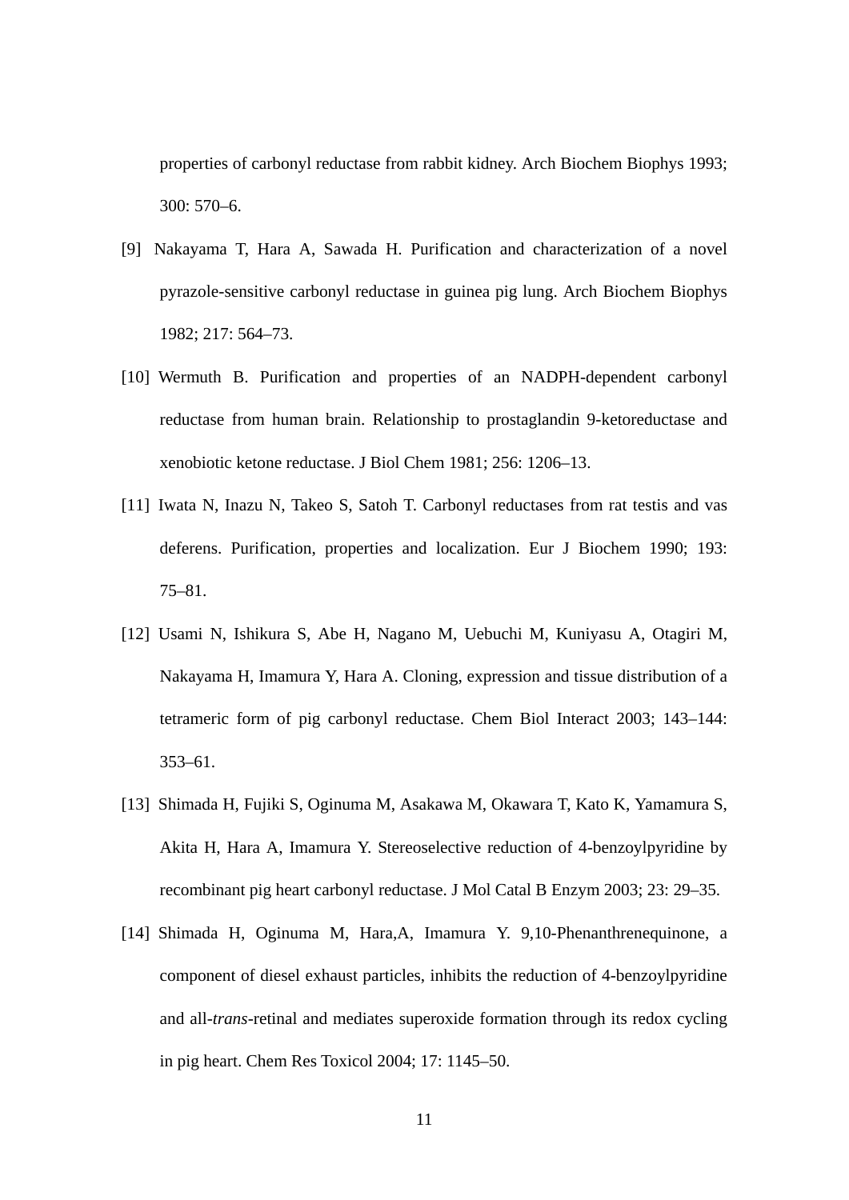properties of carbonyl reductase from rabbit kidney. Arch Biochem Biophys 1993; 300: 570–6.

[9] Nakayama T, Hara A, Sawada H. Purification and characterization of a novel pyrazole-sensitive carbonyl reductase in guinea pig lung. Arch Biochem Biophys 1982; 217: 564–73.

[10] Wermuth B. Purification and properties of an NADPH-dependent carbonyl reductase from human brain. Relationship to prostaglandin 9-ketoreductase and xenobiotic ketone reductase. J Biol Chem 1981; 256: 1206–13.

[11] Iwata N, Inazu N, Takeo S, Satoh T. Carbonyl reductases from rat testis and vas deferens. Purification, properties and localization. Eur J Biochem 1990; 193: 75–81.

[12] Usami N, Ishikura S, Abe H, Nagano M, Uebuchi M, Kuniyasu A, Otagiri M, Nakayama H, Imamura Y, Hara A. Cloning, expression and tissue distribution of a tetrameric form of pig carbonyl reductase. Chem Biol Interact 2003; 143–144: 353–61.

[13] Shimada H, Fujiki S, Oginuma M, Asakawa M, Okawara T, Kato K, Yamamura S, Akita H, Hara A, Imamura Y. Stereoselective reduction of 4-benzoylpyridine by recombinant pig heart carbonyl reductase. J Mol Catal B Enzym 2003; 23: 29–35.

[14] Shimada H, Oginuma M, Hara,A, Imamura Y. 9,10-Phenanthrenequinone, a component of diesel exhaust particles, inhibits the reduction of 4-benzoylpyridine and all-*trans*-retinal and mediates superoxide formation through its redox cycling in pig heart. Chem Res Toxicol 2004; 17: 1145–50.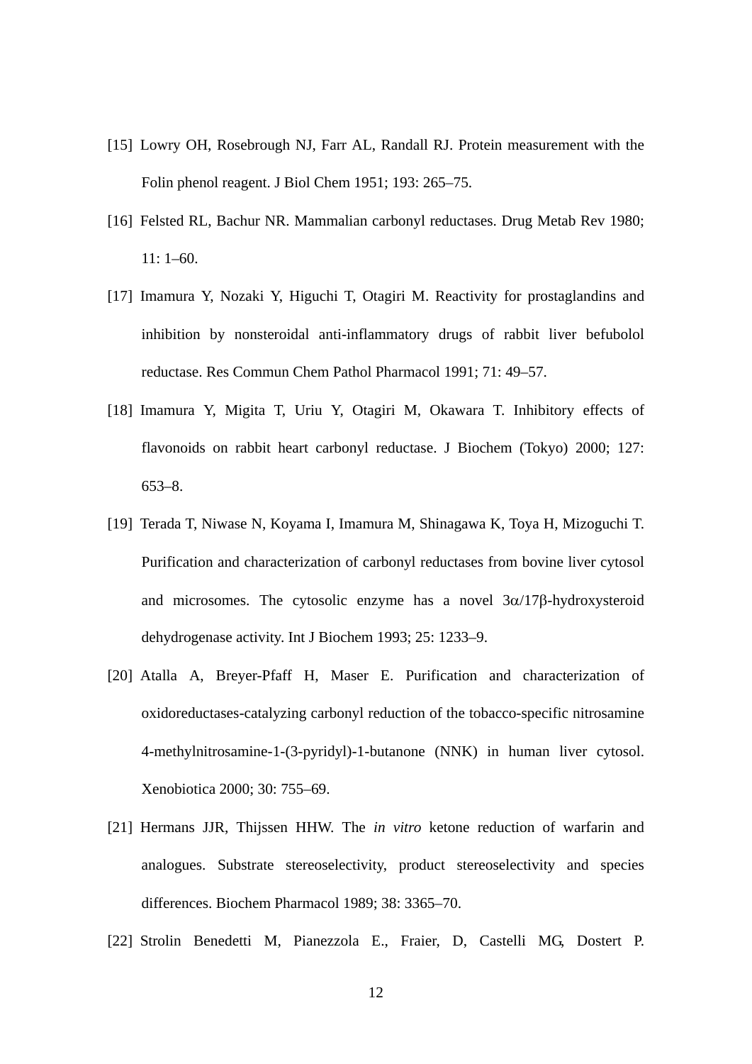[15] Lowry OH, Rosebrough NJ, Farr AL, Randall RJ. Protein measurement with the Folin phenol reagent. J Biol Chem 1951; 193: 265–75.

[16] Felsted RL, Bachur NR. Mammalian carbonyl reductases. Drug Metab Rev 1980; 11: 1–60.

[17] Imamura Y, Nozaki Y, Higuchi T, Otagiri M. Reactivity for prostaglandins and inhibition by nonsteroidal anti-inflammatory drugs of rabbit liver befubolol reductase. Res Commun Chem Pathol Pharmacol 1991; 71: 49–57.

[18] Imamura Y, Migita T, Uriu Y, Otagiri M, Okawara T. Inhibitory effects of flavonoids on rabbit heart carbonyl reductase. J Biochem (Tokyo) 2000; 127: 653–8.

[19] Terada T, Niwase N, Koyama I, Imamura M, Shinagawa K, Toya H, Mizoguchi T. Purification and characterization of carbonyl reductases from bovine liver cytosol and microsomes. The cytosolic enzyme has a novel $3\alpha/17\beta$-hydroxysteroid dehydrogenase activity. Int J Biochem 1993; 25: 1233–9.

[20] Atalla A, Breyer-Pfaff H, Maser E. Purification and characterization of oxidoreductases-catalyzing carbonyl reduction of the tobacco-specific nitrosamine 4-methylnitrosamine-1-(3-pyridyl)-1-butanone (NNK) in human liver cytosol. Xenobiotica 2000; 30: 755–69.

[21] Hermans JJR, Thijssen HHW. The *in vitro* ketone reduction of warfarin and analogues. Substrate stereoselectivity, product stereoselectivity and species differences. Biochem Pharmacol 1989; 38: 3365–70.

[22] Strolin Benedetti M, Pianezzola E., Fraier, D, Castelli MG, Dostert P.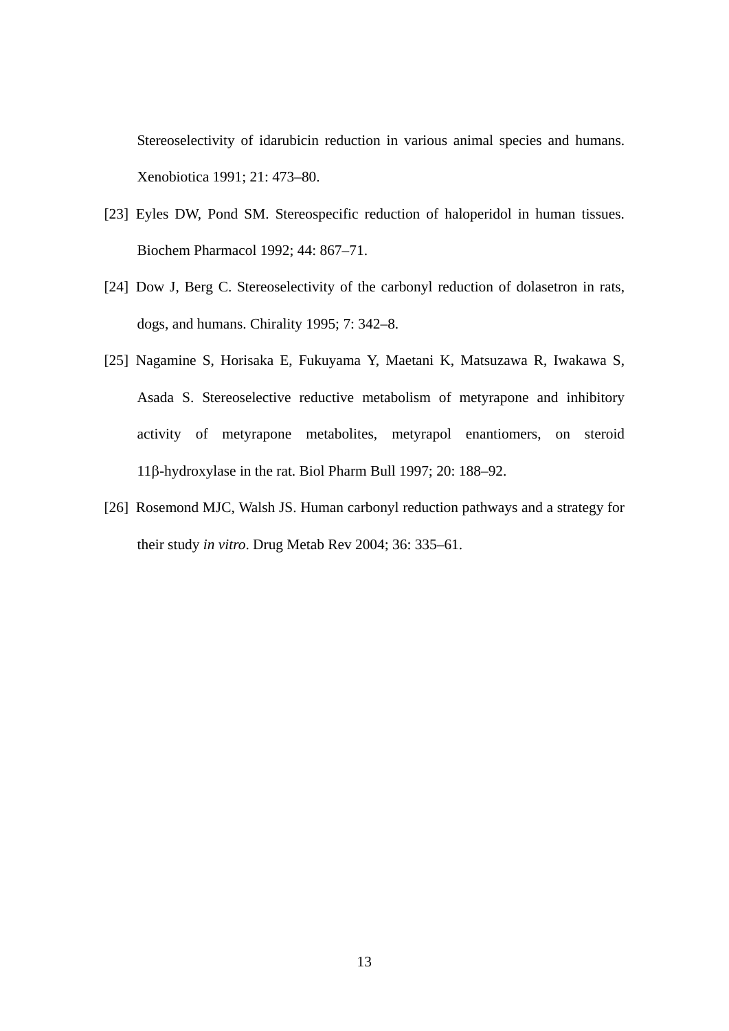Stereoselectivity of idarubicin reduction in various animal species and humans. Xenobiotica 1991; 21: 473–80.

[23] Eyles DW, Pond SM. Stereospecific reduction of haloperidol in human tissues. Biochem Pharmacol 1992; 44: 867–71.

[24] Dow J, Berg C. Stereoselectivity of the carbonyl reduction of dolasetron in rats, dogs, and humans. Chirality 1995; 7: 342–8.

[25] Nagamine S, Horisaka E, Fukuyama Y, Maetani K, Matsuzawa R, Iwakawa S, Asada S. Stereoselective reductive metabolism of metyrapone and inhibitory activity of metyrapone metabolites, metyrapol enantiomers, on steroid 11β-hydroxylase in the rat. Biol Pharm Bull 1997; 20: 188–92.

[26] Rosemond MJC, Walsh JS. Human carbonyl reduction pathways and a strategy for their study *in vitro*. Drug Metab Rev 2004; 36: 335–61.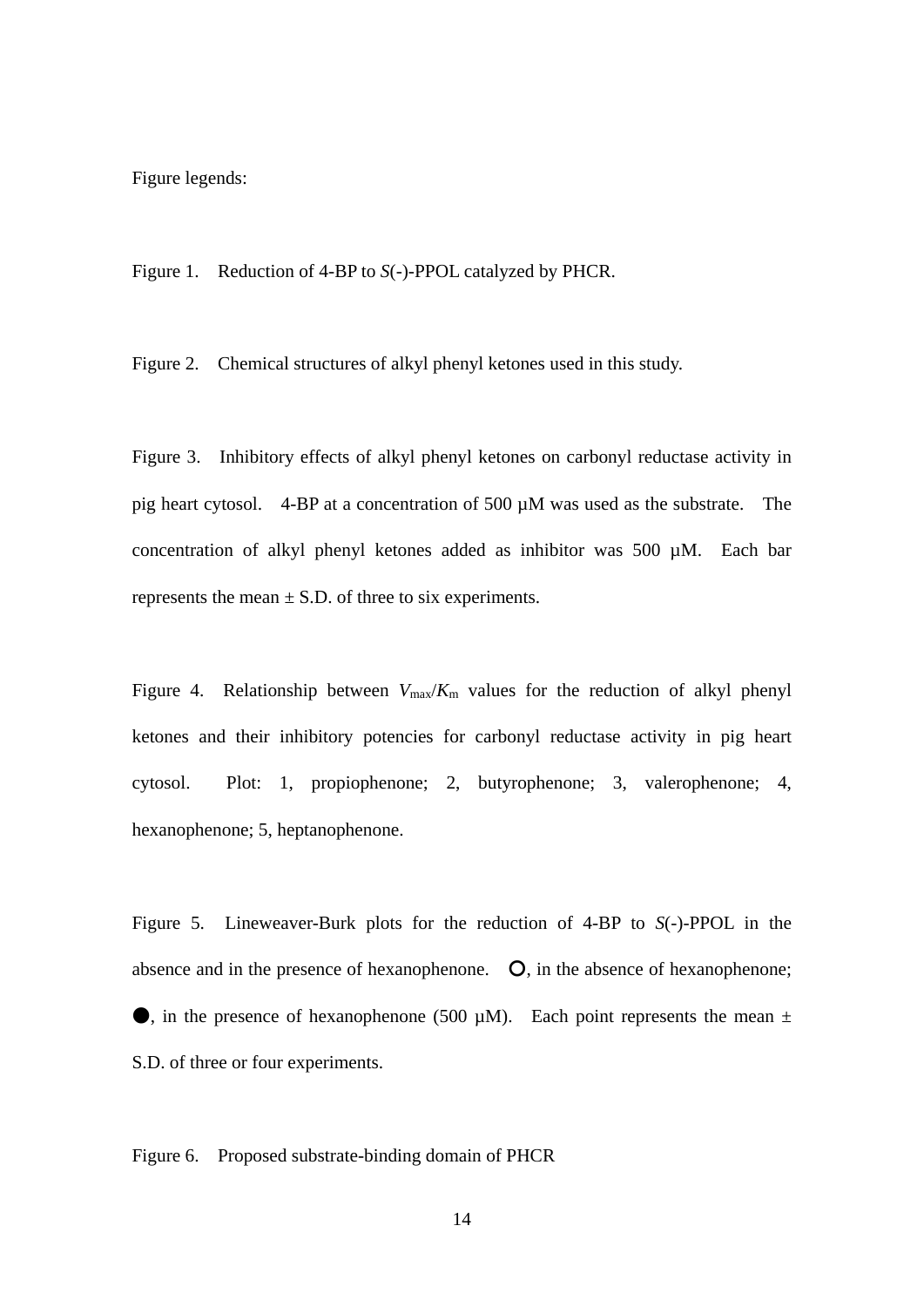Figure legends:

Figure 1. Reduction of 4-BP to *S*(-)-PPOL catalyzed by PHCR.

Figure 2. Chemical structures of alkyl phenyl ketones used in this study.

Figure 3. Inhibitory effects of alkyl phenyl ketones on carbonyl reductase activity in pig heart cytosol. 4-BP at a concentration of 500 µM was used as the substrate. The concentration of alkyl phenyl ketones added as inhibitor was 500 µM. Each bar represents the mean ± S.D. of three to six experiments.

Figure 4. Relationship between $V_{max}/K_m$ values for the reduction of alkyl phenyl ketones and their inhibitory potencies for carbonyl reductase activity in pig heart cytosol. Plot: 1, propiophenone; 2, butyrophenone; 3, valerophenone; 4, hexanophenone; 5, heptanophenone.

Figure 5. Lineweaver-Burk plots for the reduction of 4-BP to *S*(-)-PPOL in the absence and in the presence of hexanophenone. ○, in the absence of hexanophenone; ●, in the presence of hexanophenone (500 µM). Each point represents the mean ± S.D. of three or four experiments.

Figure 6. Proposed substrate-binding domain of PHCR